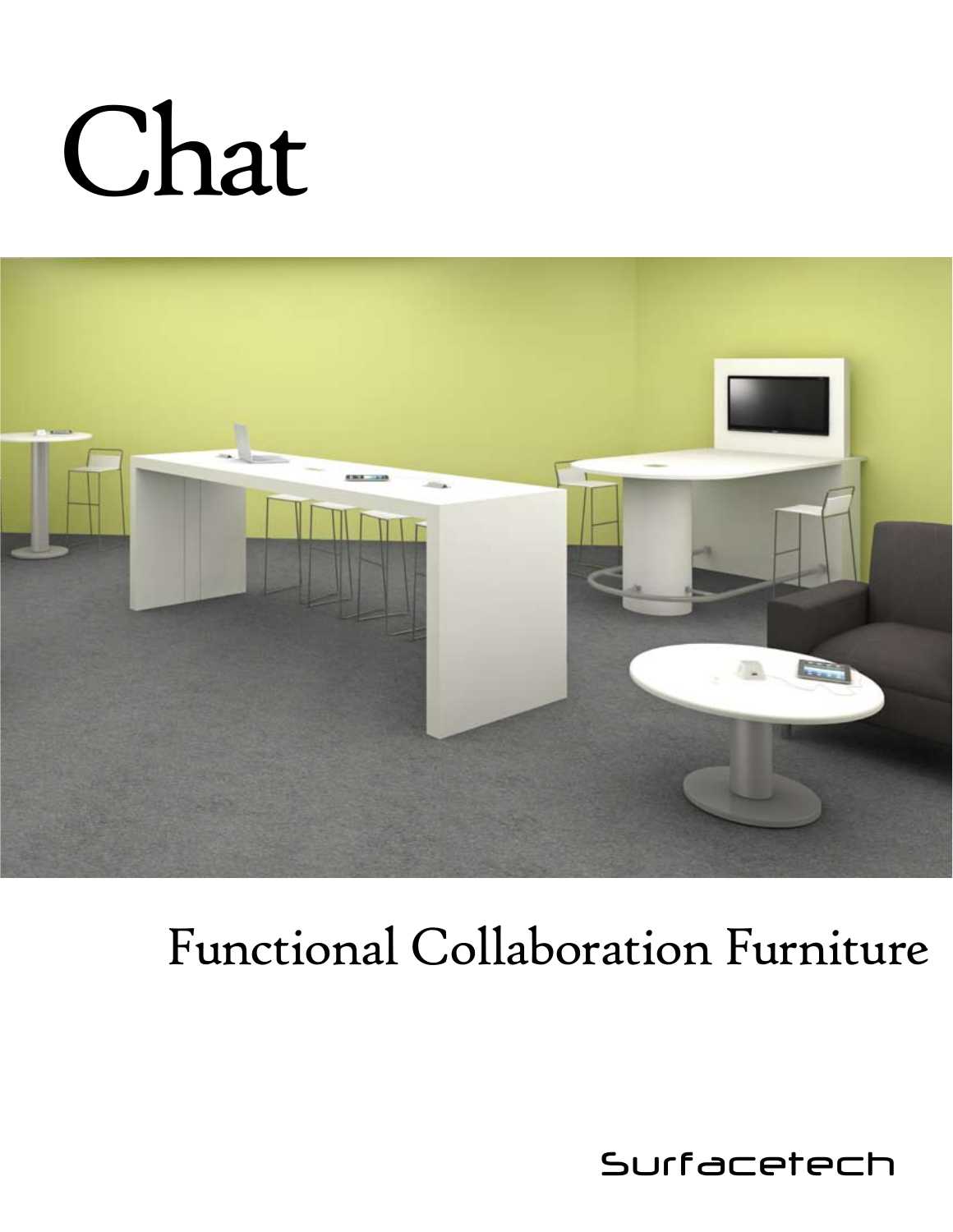# Chat

## Functional Collaboration Furniture

Surfacetech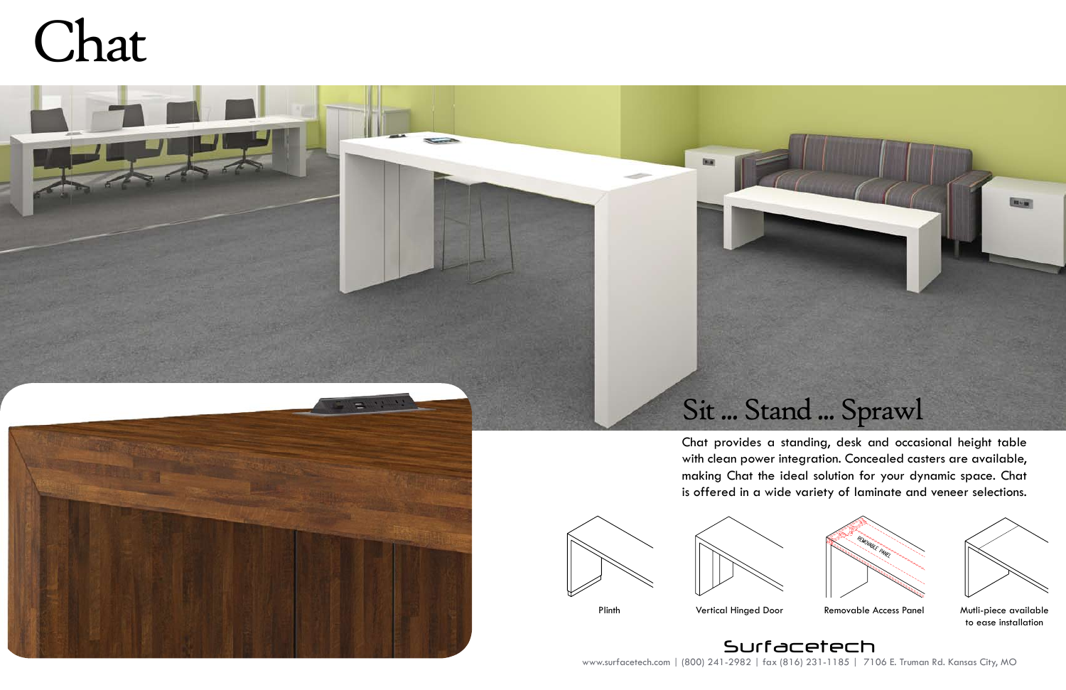# Chat

## Sit ... Stand ... Sprawl

Chat provides a standing, desk and occasional height table with clean power integration. Concealed casters are available, making Chat the ideal solution for your dynamic space. Chat is offered in a wide variety of laminate and veneer selections.

Plinth

Vertical Hinged Door

Removable Access Panel

Mutli-piece available to ease installation

Surfacetech

www.surfacetech.com | (800) 241-2982 | fax (816) 231-1185 | 7106 E. Truman Rd. Kansas City, MO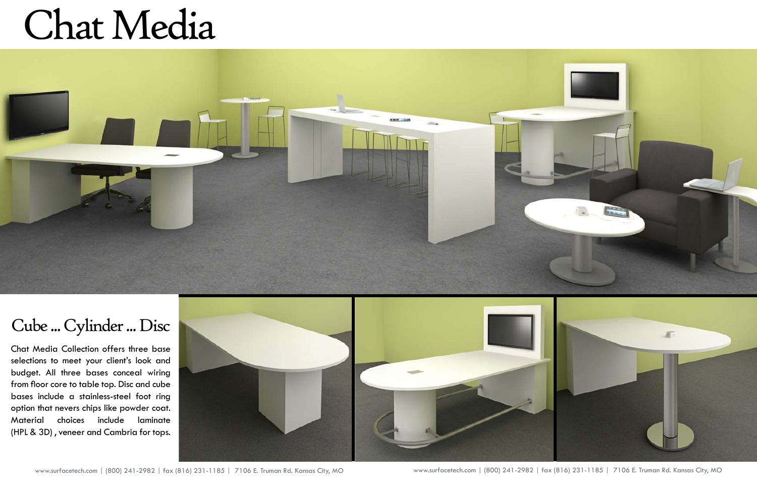# Chat Media

## Cube ... Cylinder ... Disc

Chat Media Collection offers three base selections to meet your client's look and budget. All three bases conceal wiring from floor core to table top. Disc and cube bases include a stainless-steel foot ring option that nevers chips like powder coat. Material choices include laminate (HPL & 3D) , veneer and Cambria for tops.

www.surfacetech.com | (800) 241-2982 | fax (816) 231-1185 | 7106 E. Truman Rd. Kansas City, MO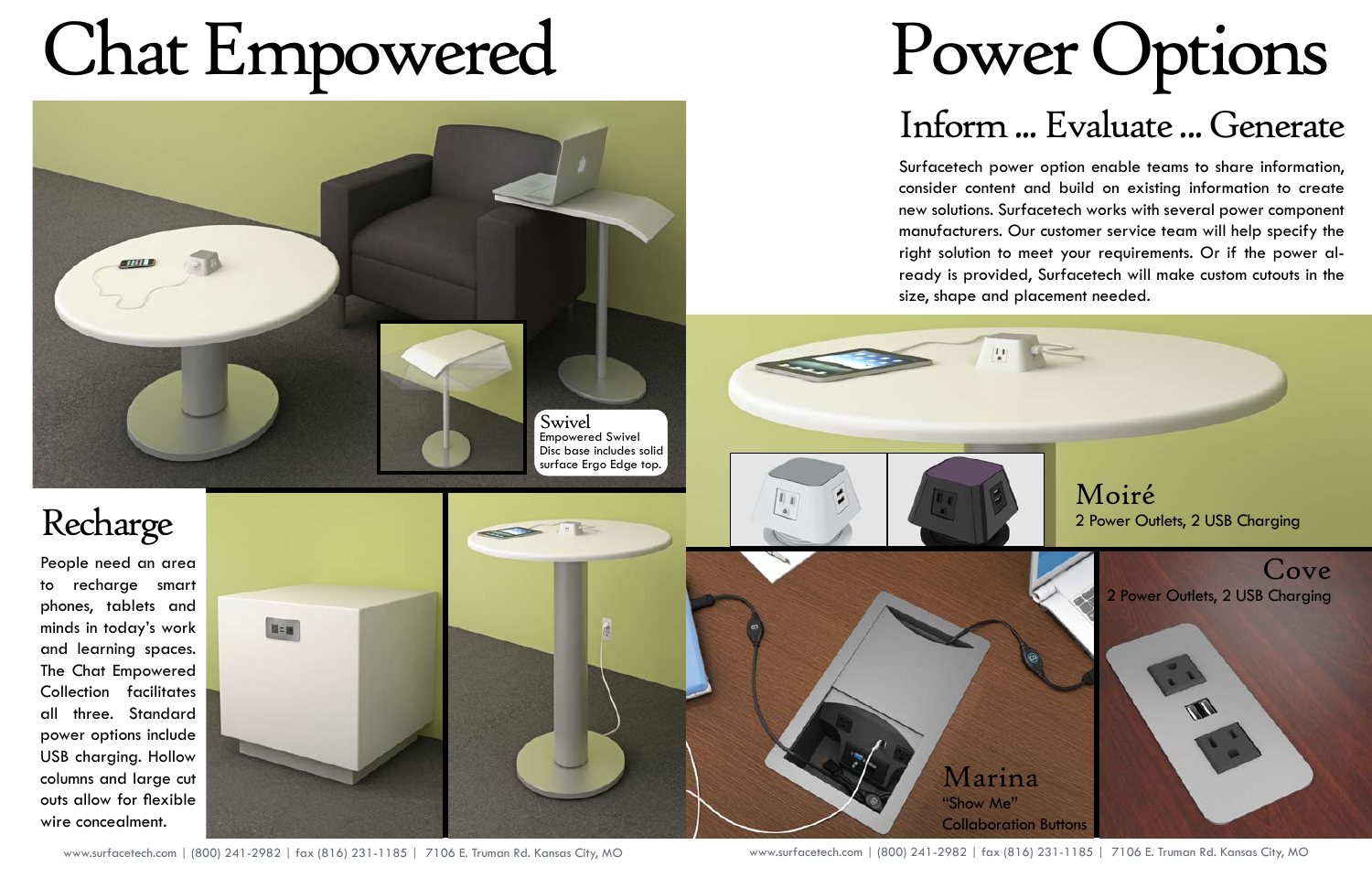# Chat Empowered

# Power Options

## Inform ... Evaluate ... Generate

Surfacetech power option enable teams to share information, consider content and build on existing information to create new solutions. Surfacetech works with several power component manufacturers. Our customer service team will help specify the right solution to meet your requirements. Or if the power already is provided, Surfacetech will make custom cutouts in the size, shape and placement needed.

### Swivel

Empowered Swivel Disc base includes solid surface Ergo Edge top.

## Recharge

People need an area to recharge smart phones, tablets and minds in today's work and learning spaces. The Chat Empowered Collection facilitates all three. Standard power options include USB charging. Hollow columns and large cut outs allow for flexible wire concealment.

### Moiré

2 Power Outlets, 2 USB Charging

### Cove

2 Power Outlets, 2 USB Charging

### Marina

"Show Me" Collaboration Buttons

www.surfacetech.com | (800) 241-2982 | fax (816) 231-1185 | 7106 E. Truman Rd. Kansas City, MO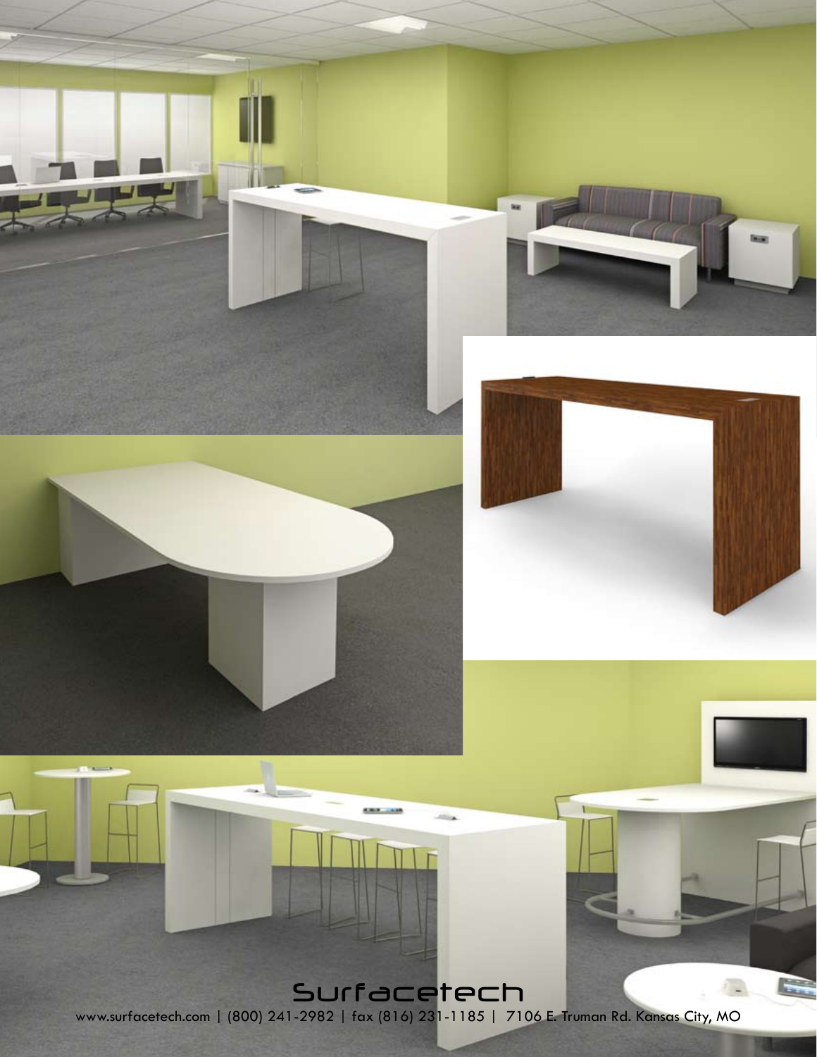Surfacetech

www.surfacetech.com | (800) 241-2982 | fax (816) 231-1185 | 7106 E. Truman Rd. Kansas City, MO